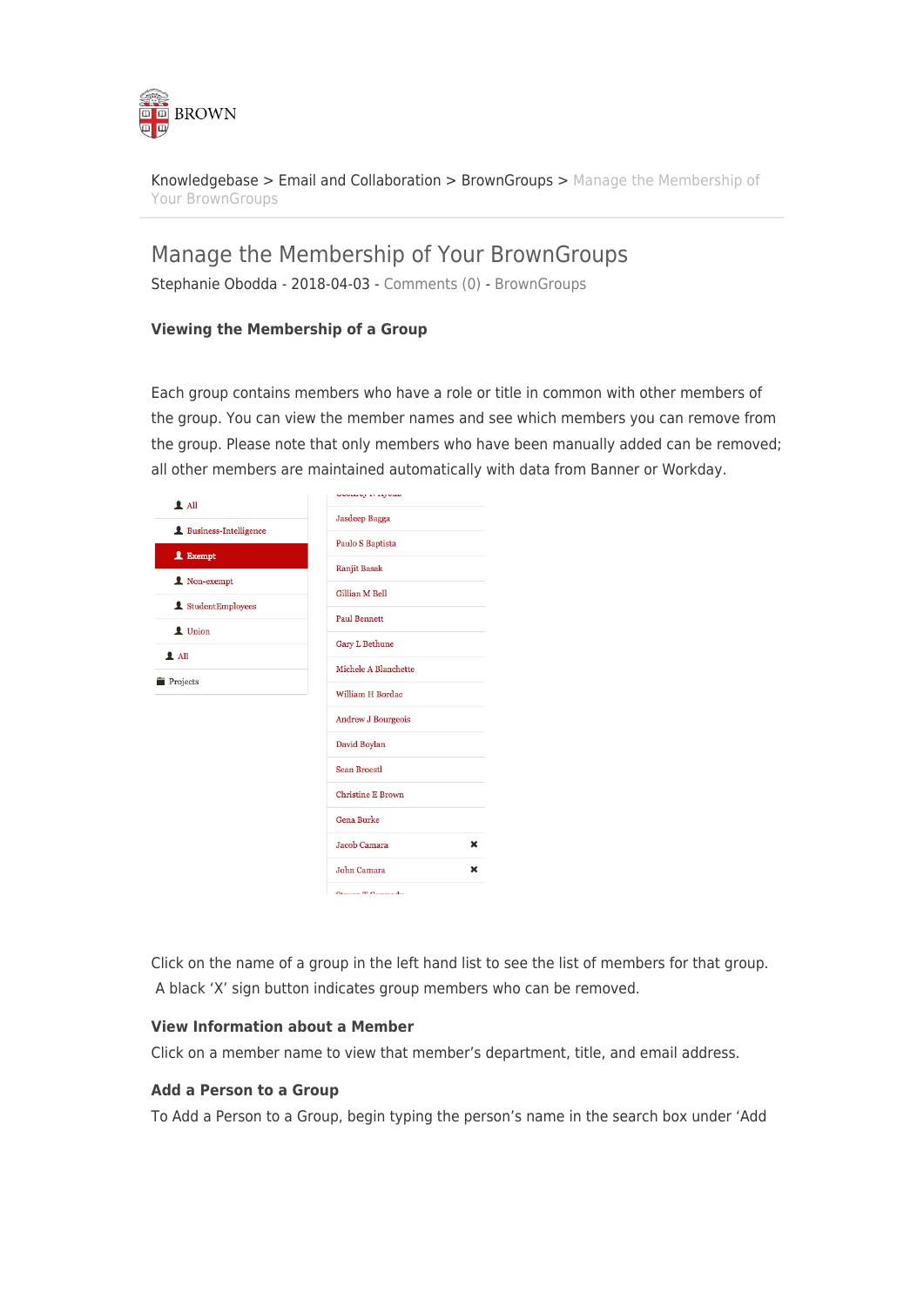Knowledgebase > Email and Collaboration > BrownGroups > Manage the Membership of Your BrownGroups

# Manage the Membership of Your BrownGroups

Stephanie Obodda - 2018-04-03 - Comments (0) - BrownGroups

### Viewing the Membership of a Group

Each group contains members who have a role or title in common with other members of the group. You can view the member names and see which members you can remove from the group. Please note that only members who have been manually added can be removed; all other members are maintained automatically with data from Banner or Workday.

Click on the name of a group in the left hand list to see the list of members for that group. A black 'X' sign button indicates group members who can be removed.

### View Information about a Member

Click on a member name to view that member's department, title, and email address.

### Add a Person to a Group

To Add a Person to a Group, begin typing the person's name in the search box under 'Add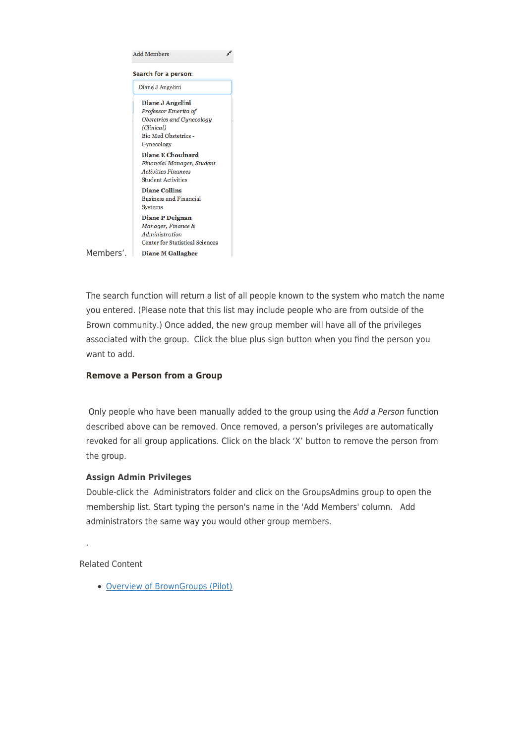Add Members

Search for a person:

Diane J Angelini

**Diane J Angelini**
*Professor Emerita of Obstetrics and Gynecology (Clinical)*
Bio Med Obstetrics - Gynecology

**Diane E Chouinard**
*Financial Manager, Student Activities Finances*
Student Activities

**Diane Collins**
Business and Financial Systems

**Diane P Deignan**
*Manager, Finance & Administration*
Center for Statistical Sciences

**Diane M Gallagher**

Members'.

The search function will return a list of all people known to the system who match the name you entered. (Please note that this list may include people who are from outside of the Brown community.) Once added, the new group member will have all of the privileges associated with the group. Click the blue plus sign button when you find the person you want to add.

**Remove a Person from a Group**

Only people who have been manually added to the group using the *Add a Person* function described above can be removed. Once removed, a person's privileges are automatically revoked for all group applications. Click on the black 'X' button to remove the person from the group.

**Assign Admin Privileges**

Double-click the Administrators folder and click on the GroupsAdmins group to open the membership list. Start typing the person's name in the 'Add Members' column. Add administrators the same way you would other group members.

.

Related Content

- [Overview of BrownGroups (Pilot)]